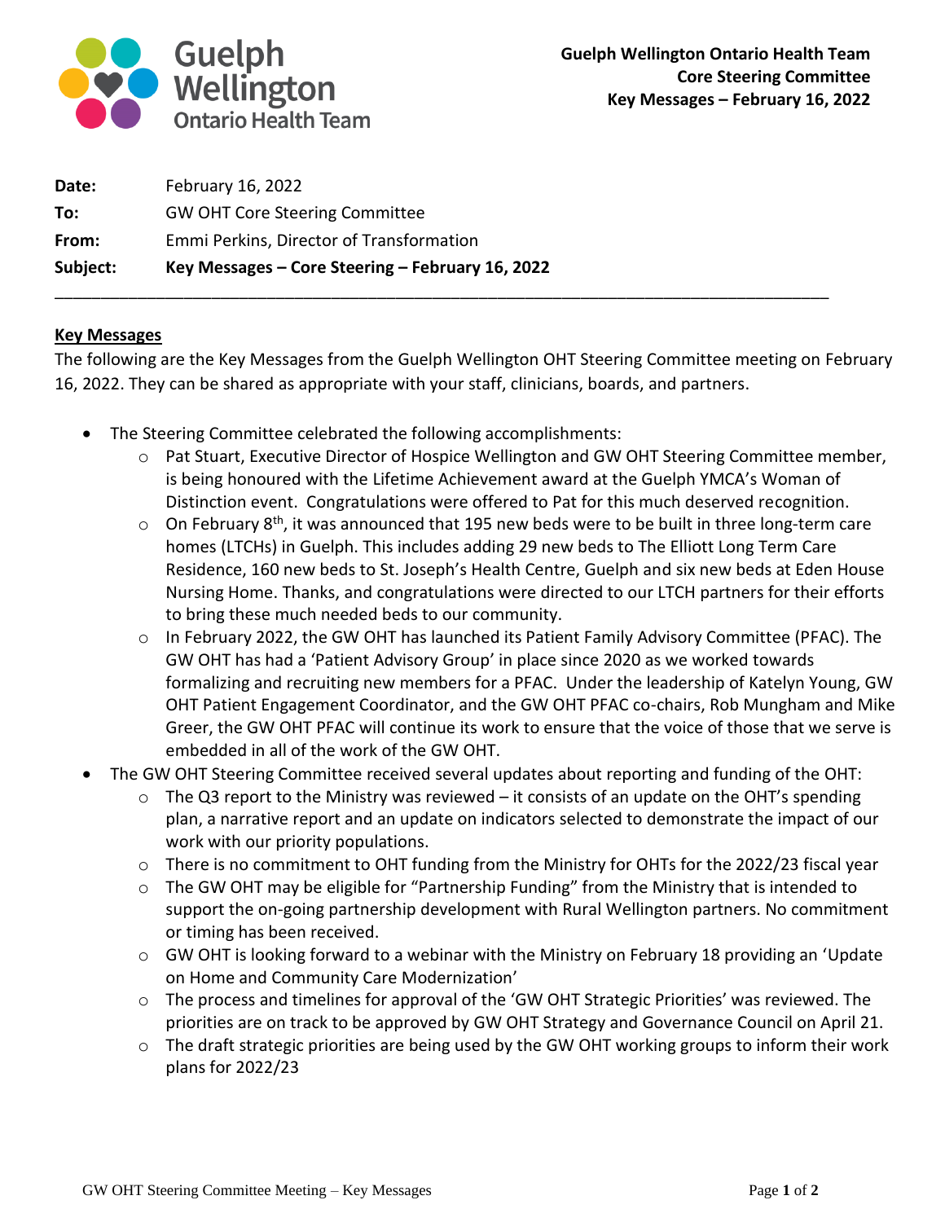**Guelph Wellington Ontario Health Team**
**Core Steering Committee**
**Key Messages – February 16, 2022**

| | |
|---|---|
| **Date:** | February 16, 2022 |
| **To:** | GW OHT Core Steering Committee |
| **From:** | Emmi Perkins, Director of Transformation |
| **Subject:** | **Key Messages – Core Steering – February 16, 2022** |

---

## Key Messages

The following are the Key Messages from the Guelph Wellington OHT Steering Committee meeting on February 16, 2022. They can be shared as appropriate with your staff, clinicians, boards, and partners.

- The Steering Committee celebrated the following accomplishments:
  - Pat Stuart, Executive Director of Hospice Wellington and GW OHT Steering Committee member, is being honoured with the Lifetime Achievement award at the Guelph YMCA's Woman of Distinction event. Congratulations were offered to Pat for this much deserved recognition.
  - On February 8th, it was announced that 195 new beds were to be built in three long-term care homes (LTCHs) in Guelph. This includes adding 29 new beds to The Elliott Long Term Care Residence, 160 new beds to St. Joseph's Health Centre, Guelph and six new beds at Eden House Nursing Home. Thanks, and congratulations were directed to our LTCH partners for their efforts to bring these much needed beds to our community.
  - In February 2022, the GW OHT has launched its Patient Family Advisory Committee (PFAC). The GW OHT has had a 'Patient Advisory Group' in place since 2020 as we worked towards formalizing and recruiting new members for a PFAC. Under the leadership of Katelyn Young, GW OHT Patient Engagement Coordinator, and the GW OHT PFAC co-chairs, Rob Mungham and Mike Greer, the GW OHT PFAC will continue its work to ensure that the voice of those that we serve is embedded in all of the work of the GW OHT.
- The GW OHT Steering Committee received several updates about reporting and funding of the OHT:
  - The Q3 report to the Ministry was reviewed – it consists of an update on the OHT's spending plan, a narrative report and an update on indicators selected to demonstrate the impact of our work with our priority populations.
  - There is no commitment to OHT funding from the Ministry for OHTs for the 2022/23 fiscal year
  - The GW OHT may be eligible for "Partnership Funding" from the Ministry that is intended to support the on-going partnership development with Rural Wellington partners. No commitment or timing has been received.
  - GW OHT is looking forward to a webinar with the Ministry on February 18 providing an 'Update on Home and Community Care Modernization'
  - The process and timelines for approval of the 'GW OHT Strategic Priorities' was reviewed. The priorities are on track to be approved by GW OHT Strategy and Governance Council on April 21.
  - The draft strategic priorities are being used by the GW OHT working groups to inform their work plans for 2022/23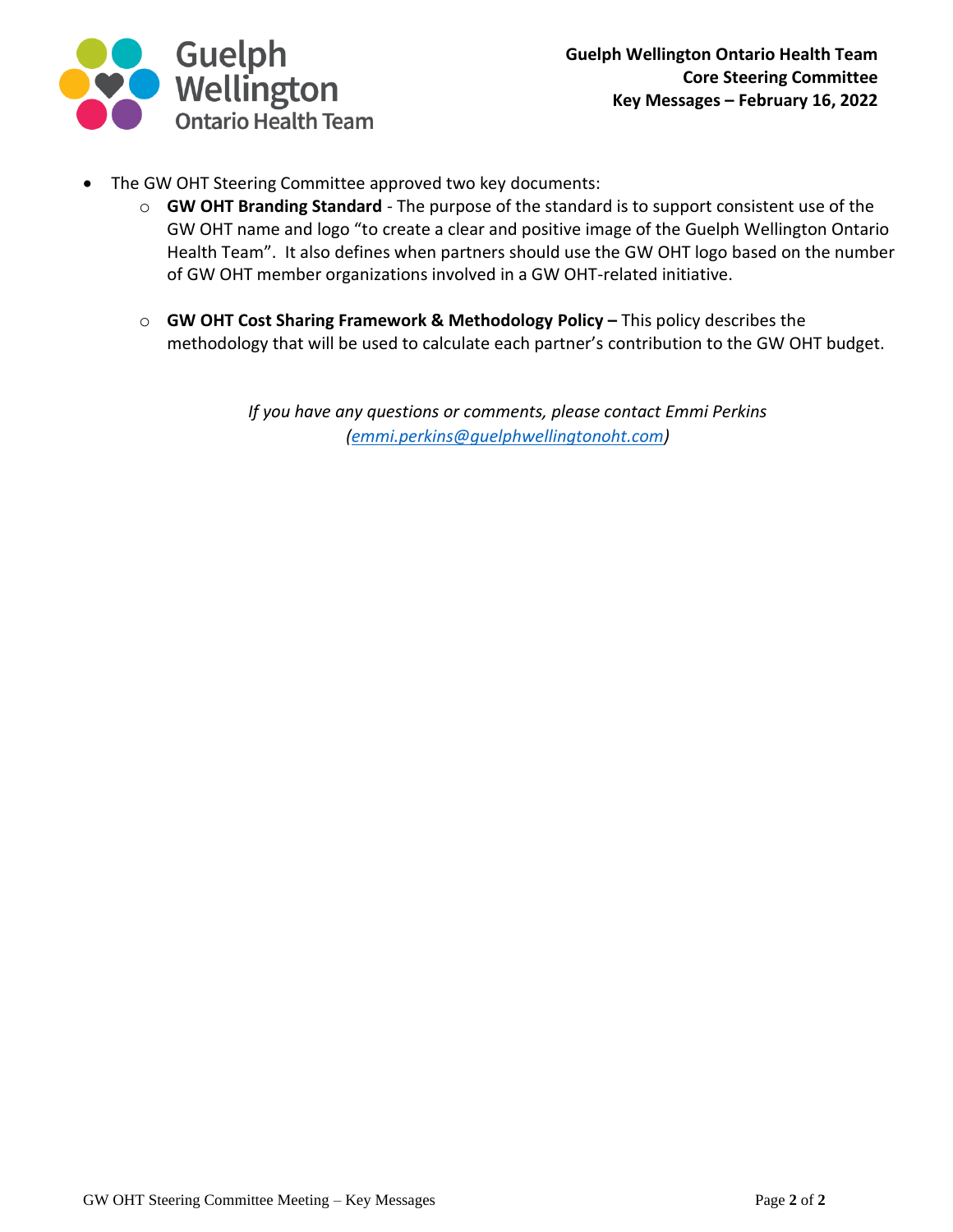- The GW OHT Steering Committee approved two key documents:
  - **GW OHT Branding Standard** - The purpose of the standard is to support consistent use of the GW OHT name and logo "to create a clear and positive image of the Guelph Wellington Ontario Health Team". It also defines when partners should use the GW OHT logo based on the number of GW OHT member organizations involved in a GW OHT-related initiative.
  - **GW OHT Cost Sharing Framework & Methodology Policy –** This policy describes the methodology that will be used to calculate each partner's contribution to the GW OHT budget.

*If you have any questions or comments, please contact Emmi Perkins (emmi.perkins@guelphwellingtonoht.com)*